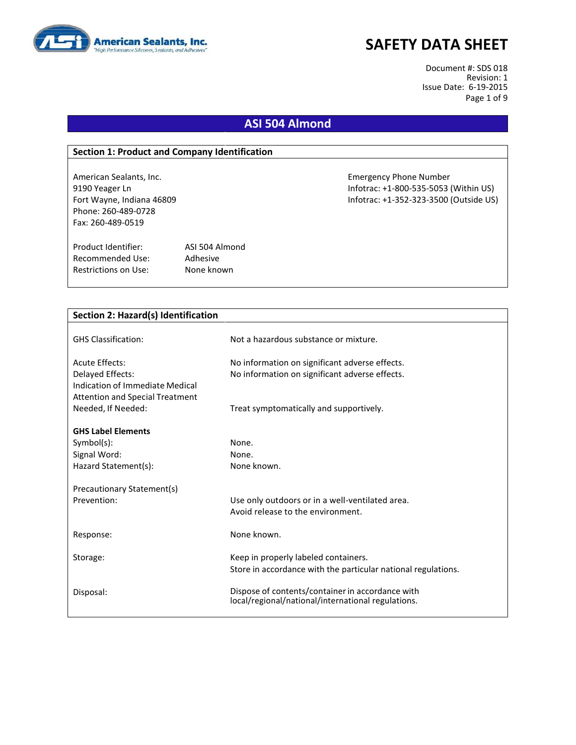American Sealants, Inc.
"High Performance Silicones, Sealants, and Adhesives"

# SAFETY DATA SHEET

Document #: SDS 018
Revision: 1
Issue Date: 6-19-2015

## ASI 504 Almond

### Section 1: Product and Company Identification

American Sealants, Inc.
9190 Yeager Ln
Fort Wayne, Indiana 46809
Phone: 260-489-0728
Fax: 260-489-0519

Emergency Phone Number
Infotrac: +1-800-535-5053 (Within US)
Infotrac: +1-352-323-3500 (Outside US)

| | |
|---|---|
| Product Identifier: | ASI 504 Almond |
| Recommended Use: | Adhesive |
| Restrictions on Use: | None known |

### Section 2: Hazard(s) Identification

| | |
|---|---|
| GHS Classification: | Not a hazardous substance or mixture. |
| Acute Effects: | No information on significant adverse effects. |
| Delayed Effects: | No information on significant adverse effects. |
| Indication of Immediate Medical Attention and Special Treatment Needed, If Needed: | Treat symptomatically and supportively. |

**GHS Label Elements**

| | |
|---|---|
| Symbol(s): | None. |
| Signal Word: | None. |
| Hazard Statement(s): | None known. |

Precautionary Statement(s)

| | |
|---|---|
| Prevention: | Use only outdoors or in a well-ventilated area.<br>Avoid release to the environment. |
| Response: | None known. |
| Storage: | Keep in properly labeled containers.<br>Store in accordance with the particular national regulations. |
| Disposal: | Dispose of contents/container in accordance with local/regional/national/international regulations. |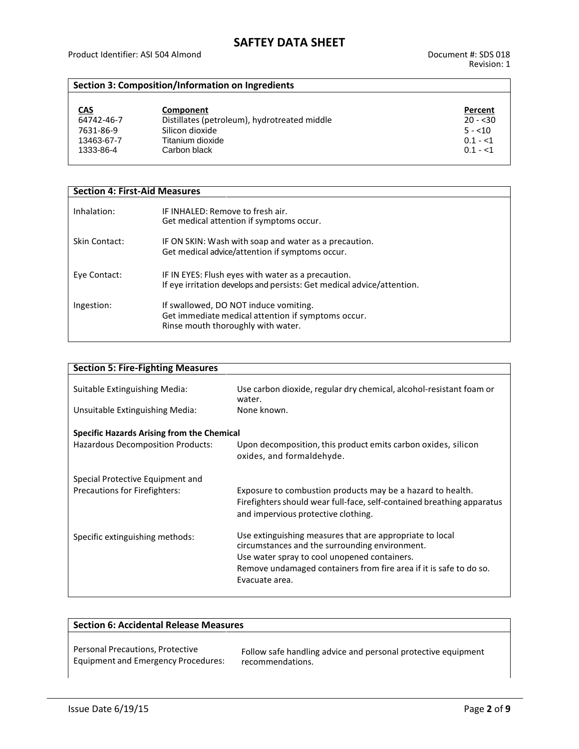## Section 3: Composition/Information on Ingredients

| CAS | Component | Percent |
|---|---|---|
| 64742-46-7 | Distillates (petroleum), hydrotreated middle | 20 - <30 |
| 7631-86-9 | Silicon dioxide | 5 - <10 |
| 13463-67-7 | Titanium dioxide | 0.1 - <1 |
| 1333-86-4 | Carbon black | 0.1 - <1 |

## Section 4: First-Aid Measures

| | |
|---|---|
| Inhalation: | IF INHALED: Remove to fresh air.<br>Get medical attention if symptoms occur. |
| Skin Contact: | IF ON SKIN: Wash with soap and water as a precaution.<br>Get medical advice/attention if symptoms occur. |
| Eye Contact: | IF IN EYES: Flush eyes with water as a precaution.<br>If eye irritation develops and persists: Get medical advice/attention. |
| Ingestion: | If swallowed, DO NOT induce vomiting.<br>Get immediate medical attention if symptoms occur.<br>Rinse mouth thoroughly with water. |

## Section 5: Fire-Fighting Measures

**Suitable Extinguishing Media:** Use carbon dioxide, regular dry chemical, alcohol-resistant foam or water.

**Unsuitable Extinguishing Media:** None known.

**Specific Hazards Arising from the Chemical**

**Hazardous Decomposition Products:** Upon decomposition, this product emits carbon oxides, silicon oxides, and formaldehyde.

**Special Protective Equipment and Precautions for Firefighters:** Exposure to combustion products may be a hazard to health. Firefighters should wear full-face, self-contained breathing apparatus and impervious protective clothing.

**Specific extinguishing methods:** Use extinguishing measures that are appropriate to local circumstances and the surrounding environment.
Use water spray to cool unopened containers.
Remove undamaged containers from fire area if it is safe to do so.
Evacuate area.

## Section 6: Accidental Release Measures

**Personal Precautions, Protective Equipment and Emergency Procedures:** Follow safe handling advice and personal protective equipment recommendations.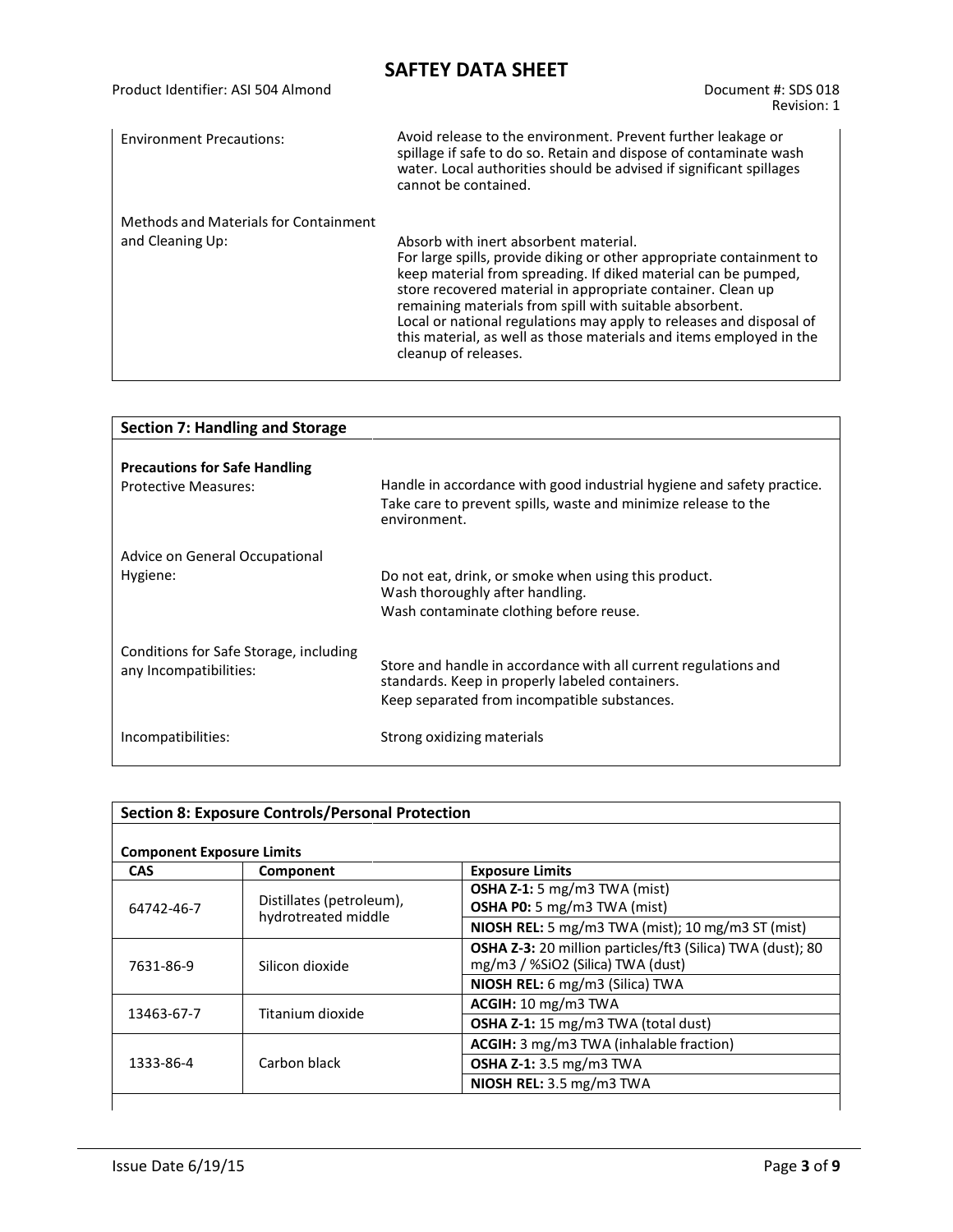| | |
|---|---|
| Environment Precautions: | Avoid release to the environment. Prevent further leakage or spillage if safe to do so. Retain and dispose of contaminate wash water. Local authorities should be advised if significant spillages cannot be contained. |
| Methods and Materials for Containment and Cleaning Up: | Absorb with inert absorbent material.<br>For large spills, provide diking or other appropriate containment to keep material from spreading. If diked material can be pumped, store recovered material in appropriate container. Clean up remaining materials from spill with suitable absorbent.<br>Local or national regulations may apply to releases and disposal of this material, as well as those materials and items employed in the cleanup of releases. |

## Section 7: Handling and Storage

**Precautions for Safe Handling**

| | |
|---|---|
| Protective Measures: | Handle in accordance with good industrial hygiene and safety practice.<br>Take care to prevent spills, waste and minimize release to the environment. |
| Advice on General Occupational Hygiene: | Do not eat, drink, or smoke when using this product.<br>Wash thoroughly after handling.<br>Wash contaminate clothing before reuse. |
| Conditions for Safe Storage, including any Incompatibilities: | Store and handle in accordance with all current regulations and standards. Keep in properly labeled containers.<br>Keep separated from incompatible substances. |
| Incompatibilities: | Strong oxidizing materials |

## Section 8: Exposure Controls/Personal Protection

**Component Exposure Limits**

| CAS | Component | Exposure Limits |
|---|---|---|
| 64742-46-7 | Distillates (petroleum), hydrotreated middle | **OSHA Z-1:** 5 mg/m3 TWA (mist)<br>**OSHA P0:** 5 mg/m3 TWA (mist) |
| | | **NIOSH REL:** 5 mg/m3 TWA (mist); 10 mg/m3 ST (mist) |
| 7631-86-9 | Silicon dioxide | **OSHA Z-3:** 20 million particles/ft3 (Silica) TWA (dust); 80 mg/m3 / %SiO2 (Silica) TWA (dust) |
| | | **NIOSH REL:** 6 mg/m3 (Silica) TWA |
| 13463-67-7 | Titanium dioxide | **ACGIH:** 10 mg/m3 TWA |
| | | **OSHA Z-1:** 15 mg/m3 TWA (total dust) |
| 1333-86-4 | Carbon black | **ACGIH:** 3 mg/m3 TWA (inhalable fraction) |
| | | **OSHA Z-1:** 3.5 mg/m3 TWA |
| | | **NIOSH REL:** 3.5 mg/m3 TWA |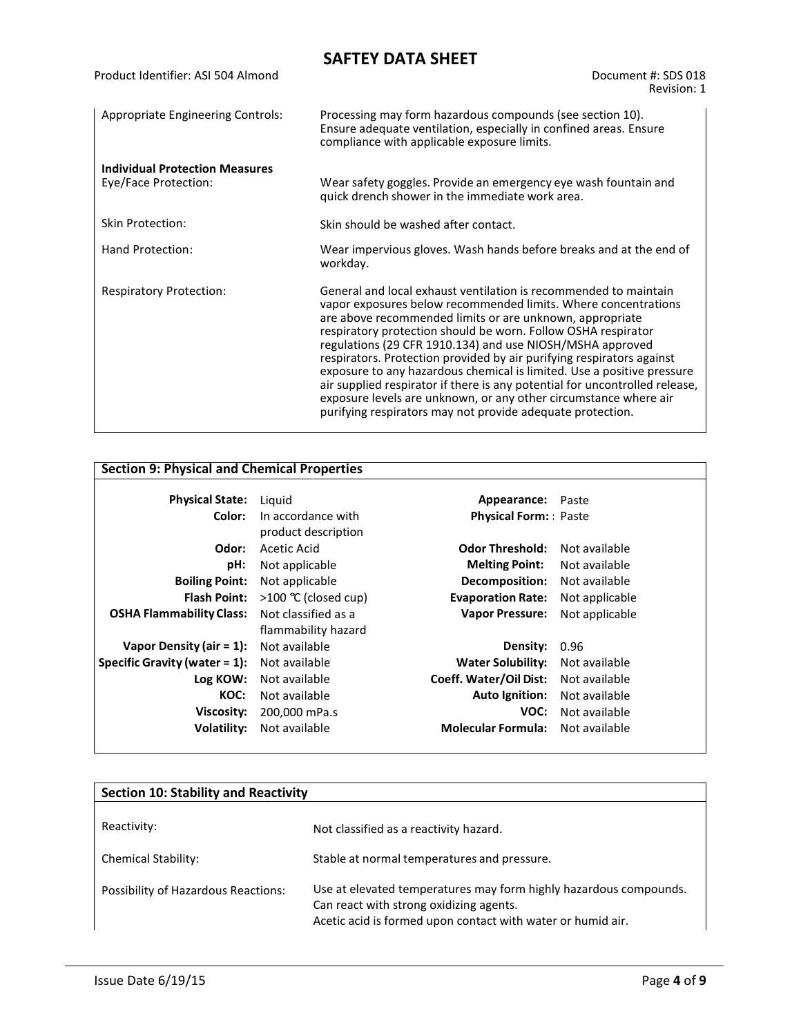| | |
|---|---|
| Appropriate Engineering Controls: | Processing may form hazardous compounds (see section 10). Ensure adequate ventilation, especially in confined areas. Ensure compliance with applicable exposure limits. |
| **Individual Protection Measures** | |
| Eye/Face Protection: | Wear safety goggles. Provide an emergency eye wash fountain and quick drench shower in the immediate work area. |
| Skin Protection: | Skin should be washed after contact. |
| Hand Protection: | Wear impervious gloves. Wash hands before breaks and at the end of workday. |
| Respiratory Protection: | General and local exhaust ventilation is recommended to maintain vapor exposures below recommended limits. Where concentrations are above recommended limits or are unknown, appropriate respiratory protection should be worn. Follow OSHA respirator regulations (29 CFR 1910.134) and use NIOSH/MSHA approved respirators. Protection provided by air purifying respirators against exposure to any hazardous chemical is limited. Use a positive pressure air supplied respirator if there is any potential for uncontrolled release, exposure levels are unknown, or any other circumstance where air purifying respirators may not provide adequate protection. |

## Section 9: Physical and Chemical Properties

| | | | |
|---|---|---|---|
| **Physical State:** | Liquid | **Appearance:** | Paste |
| **Color:** | In accordance with product description | **Physical Form:** | : Paste |
| **Odor:** | Acetic Acid | **Odor Threshold:** | Not available |
| **pH:** | Not applicable | **Melting Point:** | Not available |
| **Boiling Point:** | Not applicable | **Decomposition:** | Not available |
| **Flash Point:** | >100 ℃ (closed cup) | **Evaporation Rate:** | Not applicable |
| **OSHA Flammability Class:** | Not classified as a flammability hazard | **Vapor Pressure:** | Not applicable |
| **Vapor Density (air = 1):** | Not available | **Density:** | 0.96 |
| **Specific Gravity (water = 1):** | Not available | **Water Solubility:** | Not available |
| **Log KOW:** | Not available | **Coeff. Water/Oil Dist:** | Not available |
| **KOC:** | Not available | **Auto Ignition:** | Not available |
| **Viscosity:** | 200,000 mPa.s | **VOC:** | Not available |
| **Volatility:** | Not available | **Molecular Formula:** | Not available |

## Section 10: Stability and Reactivity

| | |
|---|---|
| Reactivity: | Not classified as a reactivity hazard. |
| Chemical Stability: | Stable at normal temperatures and pressure. |
| Possibility of Hazardous Reactions: | Use at elevated temperatures may form highly hazardous compounds. Can react with strong oxidizing agents. Acetic acid is formed upon contact with water or humid air. |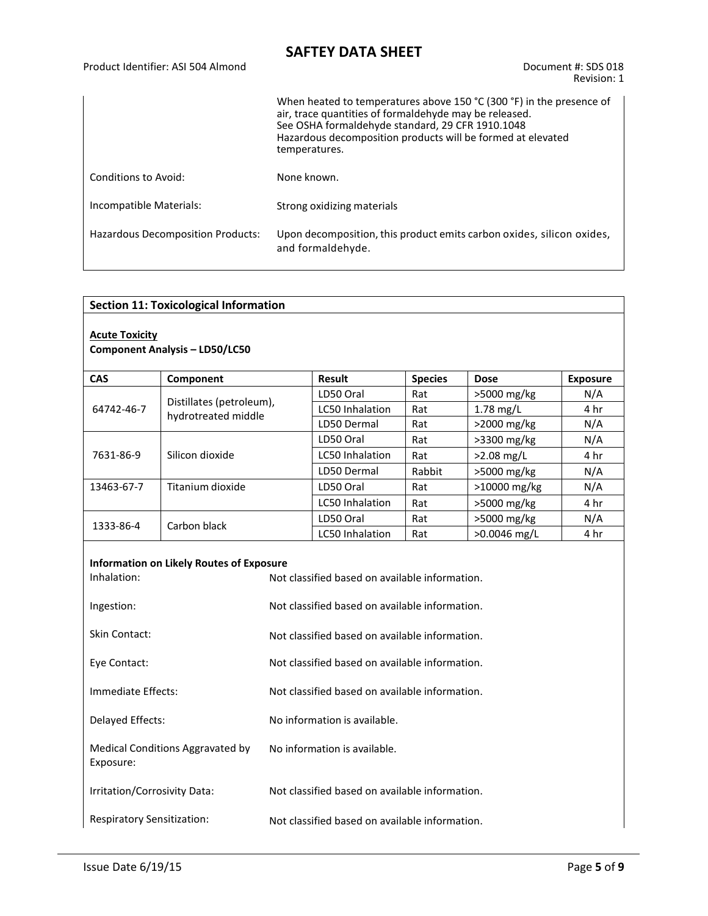| | |
|---|---|
| | When heated to temperatures above 150 °C (300 °F) in the presence of air, trace quantities of formaldehyde may be released. See OSHA formaldehyde standard, 29 CFR 1910.1048 Hazardous decomposition products will be formed at elevated temperatures. |
| Conditions to Avoid: | None known. |
| Incompatible Materials: | Strong oxidizing materials |
| Hazardous Decomposition Products: | Upon decomposition, this product emits carbon oxides, silicon oxides, and formaldehyde. |

## Section 11: Toxicological Information

**Acute Toxicity**

**Component Analysis – LD50/LC50**

| CAS | Component | Result | Species | Dose | Exposure |
|---|---|---|---|---|---|
| 64742-46-7 | Distillates (petroleum), hydrotreated middle | LD50 Oral | Rat | >5000 mg/kg | N/A |
| | | LC50 Inhalation | Rat | 1.78 mg/L | 4 hr |
| | | LD50 Dermal | Rat | >2000 mg/kg | N/A |
| 7631-86-9 | Silicon dioxide | LD50 Oral | Rat | >3300 mg/kg | N/A |
| | | LC50 Inhalation | Rat | >2.08 mg/L | 4 hr |
| | | LD50 Dermal | Rabbit | >5000 mg/kg | N/A |
| 13463-67-7 | Titanium dioxide | LD50 Oral | Rat | >10000 mg/kg | N/A |
| | | LC50 Inhalation | Rat | >5000 mg/kg | 4 hr |
| 1333-86-4 | Carbon black | LD50 Oral | Rat | >5000 mg/kg | N/A |
| | | LC50 Inhalation | Rat | >0.0046 mg/L | 4 hr |

**Information on Likely Routes of Exposure**

| | |
|---|---|
| Inhalation: | Not classified based on available information. |
| Ingestion: | Not classified based on available information. |
| Skin Contact: | Not classified based on available information. |
| Eye Contact: | Not classified based on available information. |
| Immediate Effects: | Not classified based on available information. |
| Delayed Effects: | No information is available. |
| Medical Conditions Aggravated by Exposure: | No information is available. |
| Irritation/Corrosivity Data: | Not classified based on available information. |
| Respiratory Sensitization: | Not classified based on available information. |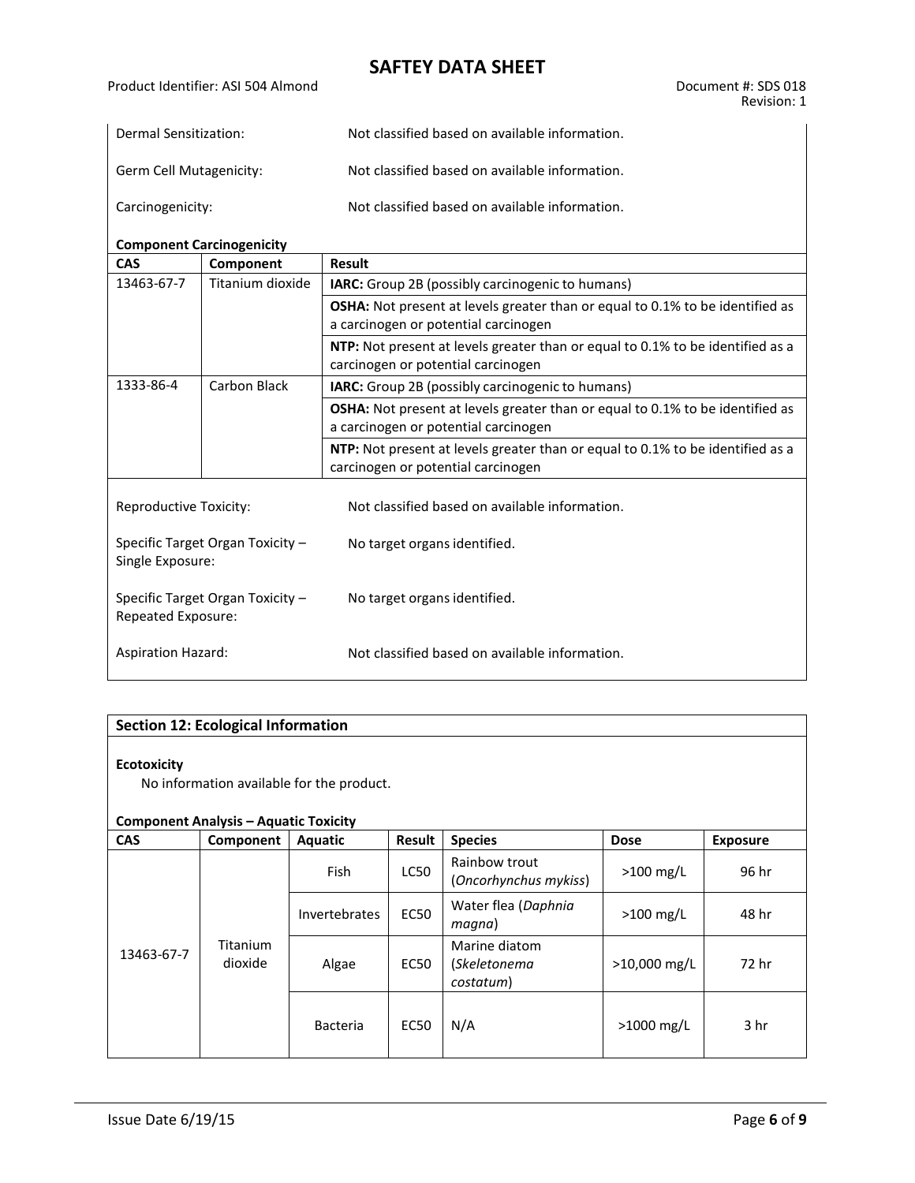Dermal Sensitization: Not classified based on available information.

Germ Cell Mutagenicity: Not classified based on available information.

Carcinogenicity: Not classified based on available information.

**Component Carcinogenicity**

| CAS | Component | Result |
|---|---|---|
| 13463-67-7 | Titanium dioxide | **IARC:** Group 2B (possibly carcinogenic to humans) |
| | | **OSHA:** Not present at levels greater than or equal to 0.1% to be identified as a carcinogen or potential carcinogen |
| | | **NTP:** Not present at levels greater than or equal to 0.1% to be identified as a carcinogen or potential carcinogen |
| 1333-86-4 | Carbon Black | **IARC:** Group 2B (possibly carcinogenic to humans) |
| | | **OSHA:** Not present at levels greater than or equal to 0.1% to be identified as a carcinogen or potential carcinogen |
| | | **NTP:** Not present at levels greater than or equal to 0.1% to be identified as a carcinogen or potential carcinogen |

Reproductive Toxicity: Not classified based on available information.

Specific Target Organ Toxicity – Single Exposure: No target organs identified.

Specific Target Organ Toxicity – Repeated Exposure: No target organs identified.

Aspiration Hazard: Not classified based on available information.

## Section 12: Ecological Information

**Ecotoxicity**

No information available for the product.

**Component Analysis – Aquatic Toxicity**

| CAS | Component | Aquatic | Result | Species | Dose | Exposure |
|---|---|---|---|---|---|---|
| 13463-67-7 | Titanium dioxide | Fish | LC50 | Rainbow trout (*Oncorhynchus mykiss*) | >100 mg/L | 96 hr |
| | | Invertebrates | EC50 | Water flea (*Daphnia magna*) | >100 mg/L | 48 hr |
| | | Algae | EC50 | Marine diatom (*Skeletonema costatum*) | >10,000 mg/L | 72 hr |
| | | Bacteria | EC50 | N/A | >1000 mg/L | 3 hr |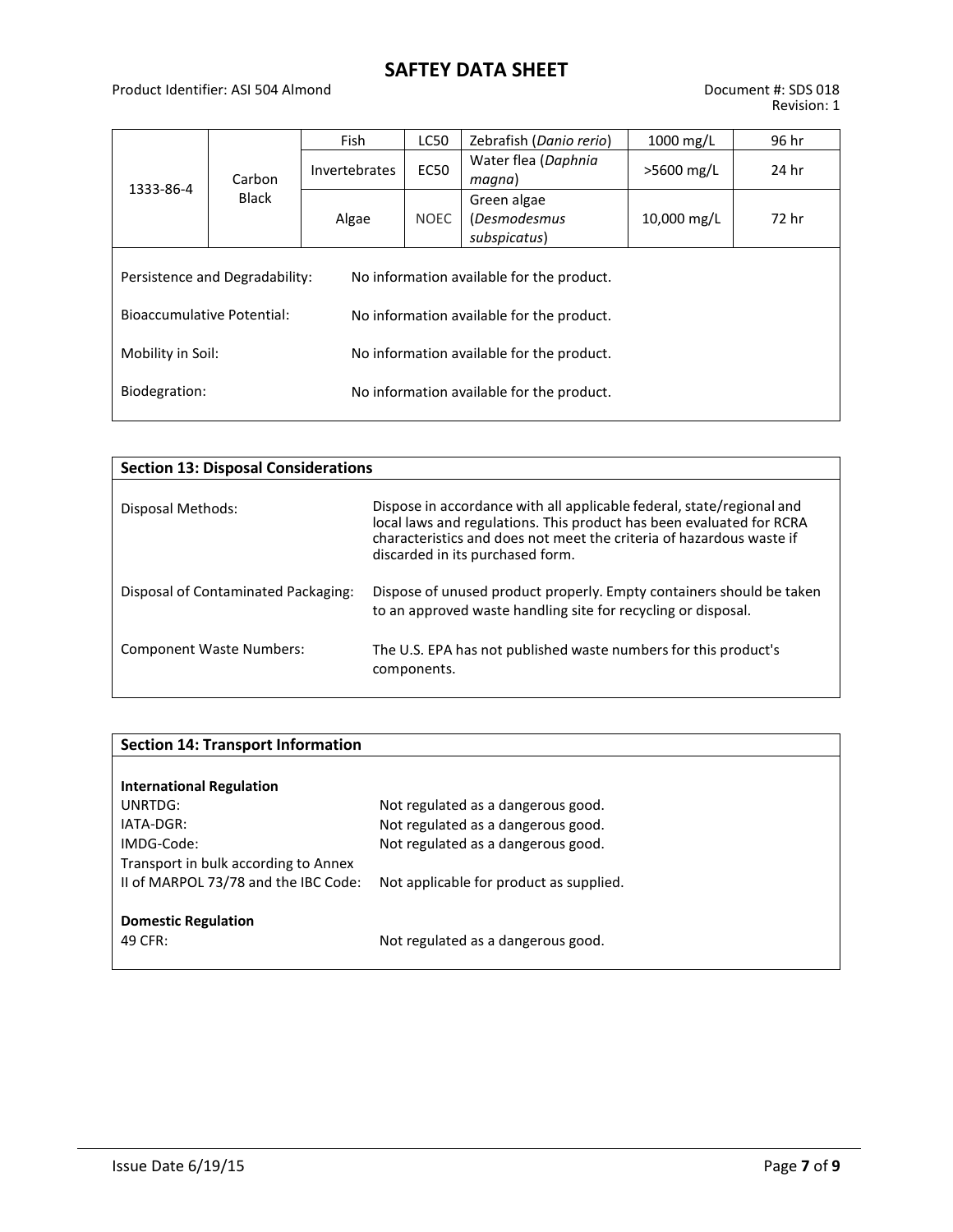| 1333-86-4 | Carbon Black | Fish | LC50 | Zebrafish (*Danio rerio*) | 1000 mg/L | 96 hr |
|---|---|---|---|---|---|---|
| | | Invertebrates | EC50 | Water flea (*Daphnia magna*) | >5600 mg/L | 24 hr |
| | | Algae | NOEC | Green algae (*Desmodesmus subspicatus*) | 10,000 mg/L | 72 hr |

Persistence and Degradability: No information available for the product.

Bioaccumulative Potential: No information available for the product.

Mobility in Soil: No information available for the product.

Biodegration: No information available for the product.

## Section 13: Disposal Considerations

| | |
|---|---|
| Disposal Methods: | Dispose in accordance with all applicable federal, state/regional and local laws and regulations. This product has been evaluated for RCRA characteristics and does not meet the criteria of hazardous waste if discarded in its purchased form. |
| Disposal of Contaminated Packaging: | Dispose of unused product properly. Empty containers should be taken to an approved waste handling site for recycling or disposal. |
| Component Waste Numbers: | The U.S. EPA has not published waste numbers for this product's components. |

## Section 14: Transport Information

**International Regulation**

| | |
|---|---|
| UNRTDG: | Not regulated as a dangerous good. |
| IATA-DGR: | Not regulated as a dangerous good. |
| IMDG-Code: | Not regulated as a dangerous good. |
| Transport in bulk according to Annex II of MARPOL 73/78 and the IBC Code: | Not applicable for product as supplied. |

**Domestic Regulation**

| | |
|---|---|
| 49 CFR: | Not regulated as a dangerous good. |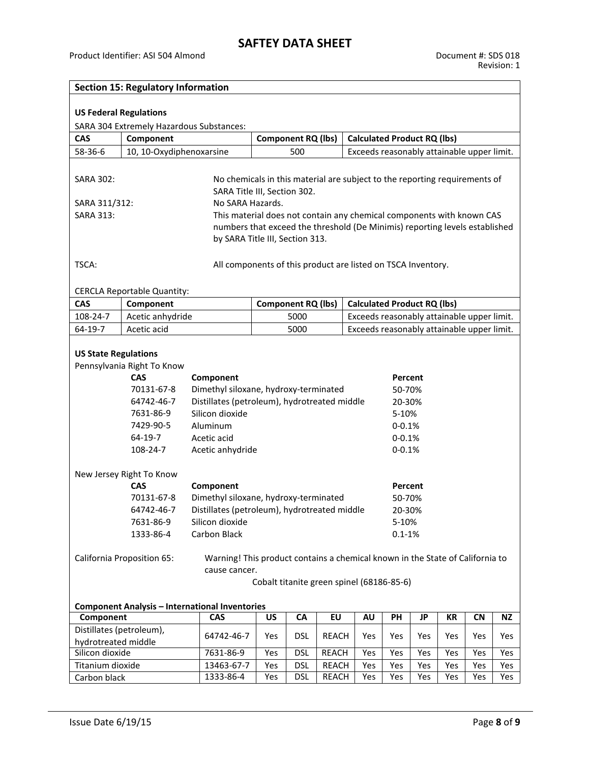# SAFTEY DATA SHEET

Product Identifier: ASI 504 Almond

Document #: SDS 018
Revision: 1

## Section 15: Regulatory Information

### US Federal Regulations

SARA 304 Extremely Hazardous Substances:

| CAS | Component | Component RQ (lbs) | Calculated Product RQ (lbs) |
|---|---|---|---|
| 58-36-6 | 10, 10-Oxydiphenoxarsine | 500 | Exceeds reasonably attainable upper limit. |

SARA 302: No chemicals in this material are subject to the reporting requirements of SARA Title III, Section 302.

SARA 311/312: No SARA Hazards.

SARA 313: This material does not contain any chemical components with known CAS numbers that exceed the threshold (De Minimis) reporting levels established by SARA Title III, Section 313.

TSCA: All components of this product are listed on TSCA Inventory.

CERCLA Reportable Quantity:

| CAS | Component | Component RQ (lbs) | Calculated Product RQ (lbs) |
|---|---|---|---|
| 108-24-7 | Acetic anhydride | 5000 | Exceeds reasonably attainable upper limit. |
| 64-19-7 | Acetic acid | 5000 | Exceeds reasonably attainable upper limit. |

### US State Regulations

Pennsylvania Right To Know

| CAS | Component | Percent |
|---|---|---|
| 70131-67-8 | Dimethyl siloxane, hydroxy-terminated | 50-70% |
| 64742-46-7 | Distillates (petroleum), hydrotreated middle | 20-30% |
| 7631-86-9 | Silicon dioxide | 5-10% |
| 7429-90-5 | Aluminum | 0-0.1% |
| 64-19-7 | Acetic acid | 0-0.1% |
| 108-24-7 | Acetic anhydride | 0-0.1% |

New Jersey Right To Know

| CAS | Component | Percent |
|---|---|---|
| 70131-67-8 | Dimethyl siloxane, hydroxy-terminated | 50-70% |
| 64742-46-7 | Distillates (petroleum), hydrotreated middle | 20-30% |
| 7631-86-9 | Silicon dioxide | 5-10% |
| 1333-86-4 | Carbon Black | 0.1-1% |

California Proposition 65: Warning! This product contains a chemical known in the State of California to cause cancer.

Cobalt titanite green spinel (68186-85-6)

### Component Analysis – International Inventories

| Component | CAS | US | CA | EU | AU | PH | JP | KR | CN | NZ |
|---|---|---|---|---|---|---|---|---|---|---|
| Distillates (petroleum), hydrotreated middle | 64742-46-7 | Yes | DSL | REACH | Yes | Yes | Yes | Yes | Yes | Yes |
| Silicon dioxide | 7631-86-9 | Yes | DSL | REACH | Yes | Yes | Yes | Yes | Yes | Yes |
| Titanium dioxide | 13463-67-7 | Yes | DSL | REACH | Yes | Yes | Yes | Yes | Yes | Yes |
| Carbon black | 1333-86-4 | Yes | DSL | REACH | Yes | Yes | Yes | Yes | Yes | Yes |

Issue Date 6/19/15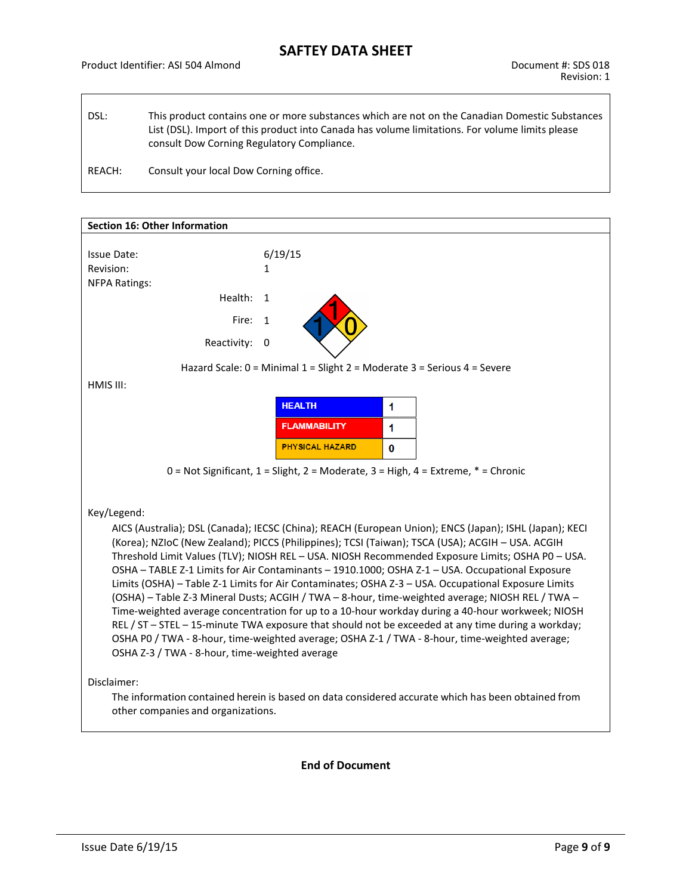| | |
|---|---|
| DSL: | This product contains one or more substances which are not on the Canadian Domestic Substances List (DSL). Import of this product into Canada has volume limitations. For volume limits please consult Dow Corning Regulatory Compliance. |
| REACH: | Consult your local Dow Corning office. |

## Section 16: Other Information

Issue Date: 6/19/15

Revision: 1

NFPA Ratings:

Health: 1

Fire: 1

Reactivity: 0

Hazard Scale: 0 = Minimal 1 = Slight 2 = Moderate 3 = Serious 4 = Severe

HMIS III:

| | |
|---|---|
| HEALTH | 1 |
| FLAMMABILITY | 1 |
| PHYSICAL HAZARD | 0 |

0 = Not Significant, 1 = Slight, 2 = Moderate, 3 = High, 4 = Extreme, * = Chronic

Key/Legend:

AICS (Australia); DSL (Canada); IECSC (China); REACH (European Union); ENCS (Japan); ISHL (Japan); KECI (Korea); NZIoC (New Zealand); PICCS (Philippines); TCSI (Taiwan); TSCA (USA); ACGIH – USA. ACGIH Threshold Limit Values (TLV); NIOSH REL – USA. NIOSH Recommended Exposure Limits; OSHA P0 – USA. OSHA – TABLE Z-1 Limits for Air Contaminants – 1910.1000; OSHA Z-1 – USA. Occupational Exposure Limits (OSHA) – Table Z-1 Limits for Air Contaminates; OSHA Z-3 – USA. Occupational Exposure Limits (OSHA) – Table Z-3 Mineral Dusts; ACGIH / TWA – 8-hour, time-weighted average; NIOSH REL / TWA – Time-weighted average concentration for up to a 10-hour workday during a 40-hour workweek; NIOSH REL / ST – STEL – 15-minute TWA exposure that should not be exceeded at any time during a workday; OSHA P0 / TWA - 8-hour, time-weighted average; OSHA Z-1 / TWA - 8-hour, time-weighted average; OSHA Z-3 / TWA - 8-hour, time-weighted average

Disclaimer:

The information contained herein is based on data considered accurate which has been obtained from other companies and organizations.

**End of Document**